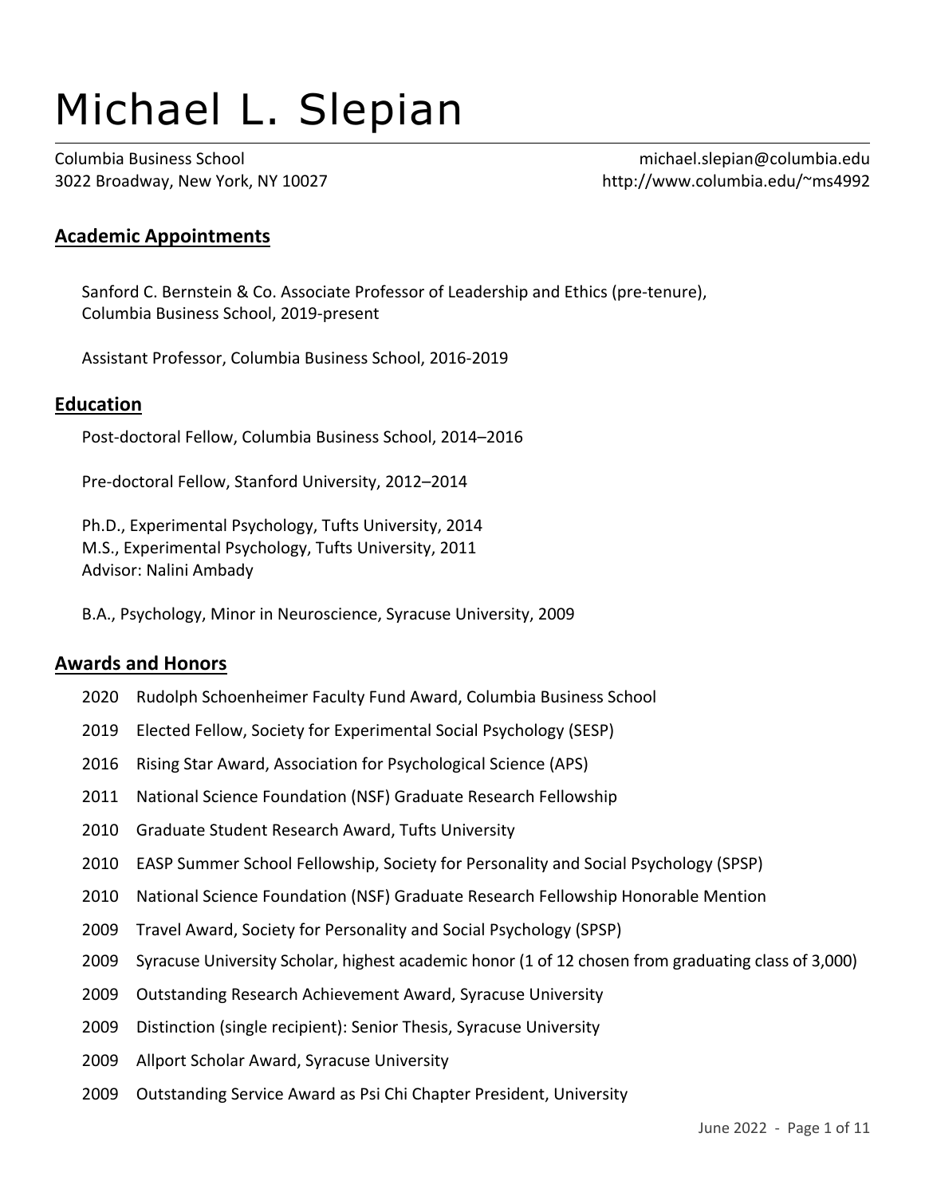# Michael L. Slepian

Columbia Business School
3022 Broadway, New York, NY 10027

michael.slepian@columbia.edu
http://www.columbia.edu/~ms4992

## Academic Appointments

Sanford C. Bernstein & Co. Associate Professor of Leadership and Ethics (pre-tenure), Columbia Business School, 2019-present

Assistant Professor, Columbia Business School, 2016-2019

## Education

Post-doctoral Fellow, Columbia Business School, 2014–2016

Pre-doctoral Fellow, Stanford University, 2012–2014

Ph.D., Experimental Psychology, Tufts University, 2014
M.S., Experimental Psychology, Tufts University, 2011
Advisor: Nalini Ambady

B.A., Psychology, Minor in Neuroscience, Syracuse University, 2009

## Awards and Honors

- 2020 Rudolph Schoenheimer Faculty Fund Award, Columbia Business School
- 2019 Elected Fellow, Society for Experimental Social Psychology (SESP)
- 2016 Rising Star Award, Association for Psychological Science (APS)
- 2011 National Science Foundation (NSF) Graduate Research Fellowship
- 2010 Graduate Student Research Award, Tufts University
- 2010 EASP Summer School Fellowship, Society for Personality and Social Psychology (SPSP)
- 2010 National Science Foundation (NSF) Graduate Research Fellowship Honorable Mention
- 2009 Travel Award, Society for Personality and Social Psychology (SPSP)
- 2009 Syracuse University Scholar, highest academic honor (1 of 12 chosen from graduating class of 3,000)
- 2009 Outstanding Research Achievement Award, Syracuse University
- 2009 Distinction (single recipient): Senior Thesis, Syracuse University
- 2009 Allport Scholar Award, Syracuse University
- 2009 Outstanding Service Award as Psi Chi Chapter President, University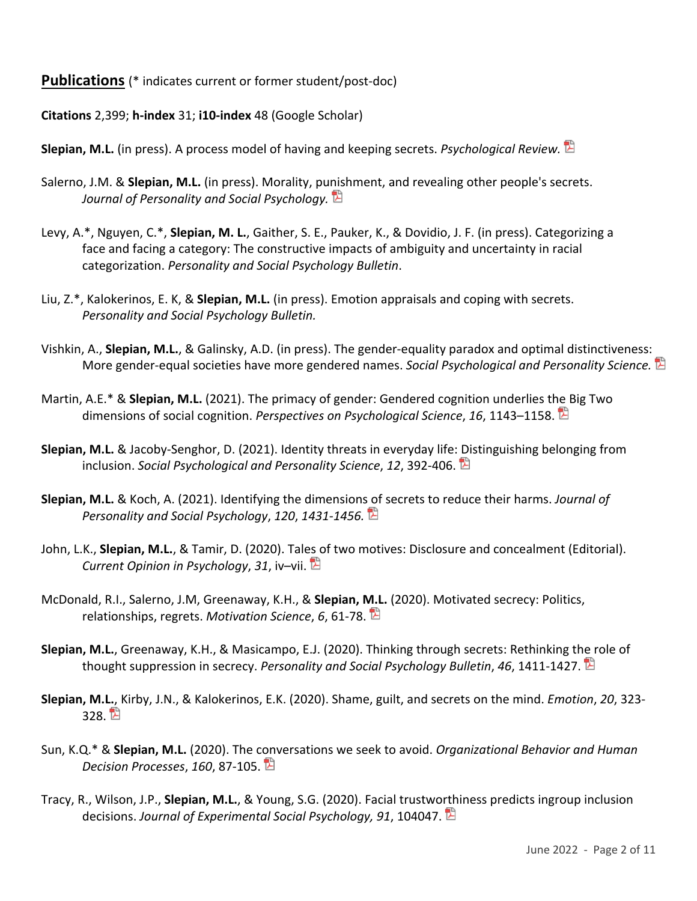## Publications (* indicates current or former student/post-doc)

**Citations** 2,399; **h-index** 31; **i10-index** 48 (Google Scholar)

**Slepian, M.L.** (in press). A process model of having and keeping secrets. *Psychological Review.*

Salerno, J.M. & **Slepian, M.L.** (in press). Morality, punishment, and revealing other people's secrets. *Journal of Personality and Social Psychology.*

Levy, A.*, Nguyen, C.*, **Slepian, M. L.**, Gaither, S. E., Pauker, K., & Dovidio, J. F. (in press). Categorizing a face and facing a category: The constructive impacts of ambiguity and uncertainty in racial categorization. *Personality and Social Psychology Bulletin*.

Liu, Z.*, Kalokerinos, E. K, & **Slepian, M.L.** (in press). Emotion appraisals and coping with secrets. *Personality and Social Psychology Bulletin.*

Vishkin, A., **Slepian, M.L.**, & Galinsky, A.D. (in press). The gender-equality paradox and optimal distinctiveness: More gender-equal societies have more gendered names. *Social Psychological and Personality Science.*

Martin, A.E.* & **Slepian, M.L.** (2021). The primacy of gender: Gendered cognition underlies the Big Two dimensions of social cognition. *Perspectives on Psychological Science*, *16*, 1143–1158.

**Slepian, M.L.** & Jacoby-Senghor, D. (2021). Identity threats in everyday life: Distinguishing belonging from inclusion. *Social Psychological and Personality Science*, *12*, 392-406.

**Slepian, M.L.** & Koch, A. (2021). Identifying the dimensions of secrets to reduce their harms. *Journal of Personality and Social Psychology*, *120*, *1431-1456.*

John, L.K., **Slepian, M.L.**, & Tamir, D. (2020). Tales of two motives: Disclosure and concealment (Editorial). *Current Opinion in Psychology*, *31*, iv–vii.

McDonald, R.I., Salerno, J.M, Greenaway, K.H., & **Slepian, M.L.** (2020). Motivated secrecy: Politics, relationships, regrets. *Motivation Science*, *6*, 61-78.

**Slepian, M.L.**, Greenaway, K.H., & Masicampo, E.J. (2020). Thinking through secrets: Rethinking the role of thought suppression in secrecy. *Personality and Social Psychology Bulletin*, *46*, 1411-1427.

**Slepian, M.L.**, Kirby, J.N., & Kalokerinos, E.K. (2020). Shame, guilt, and secrets on the mind. *Emotion*, *20*, 323-328.

Sun, K.Q.* & **Slepian, M.L.** (2020). The conversations we seek to avoid. *Organizational Behavior and Human Decision Processes*, *160*, 87-105.

Tracy, R., Wilson, J.P., **Slepian, M.L.**, & Young, S.G. (2020). Facial trustworthiness predicts ingroup inclusion decisions. *Journal of Experimental Social Psychology, 91*, 104047.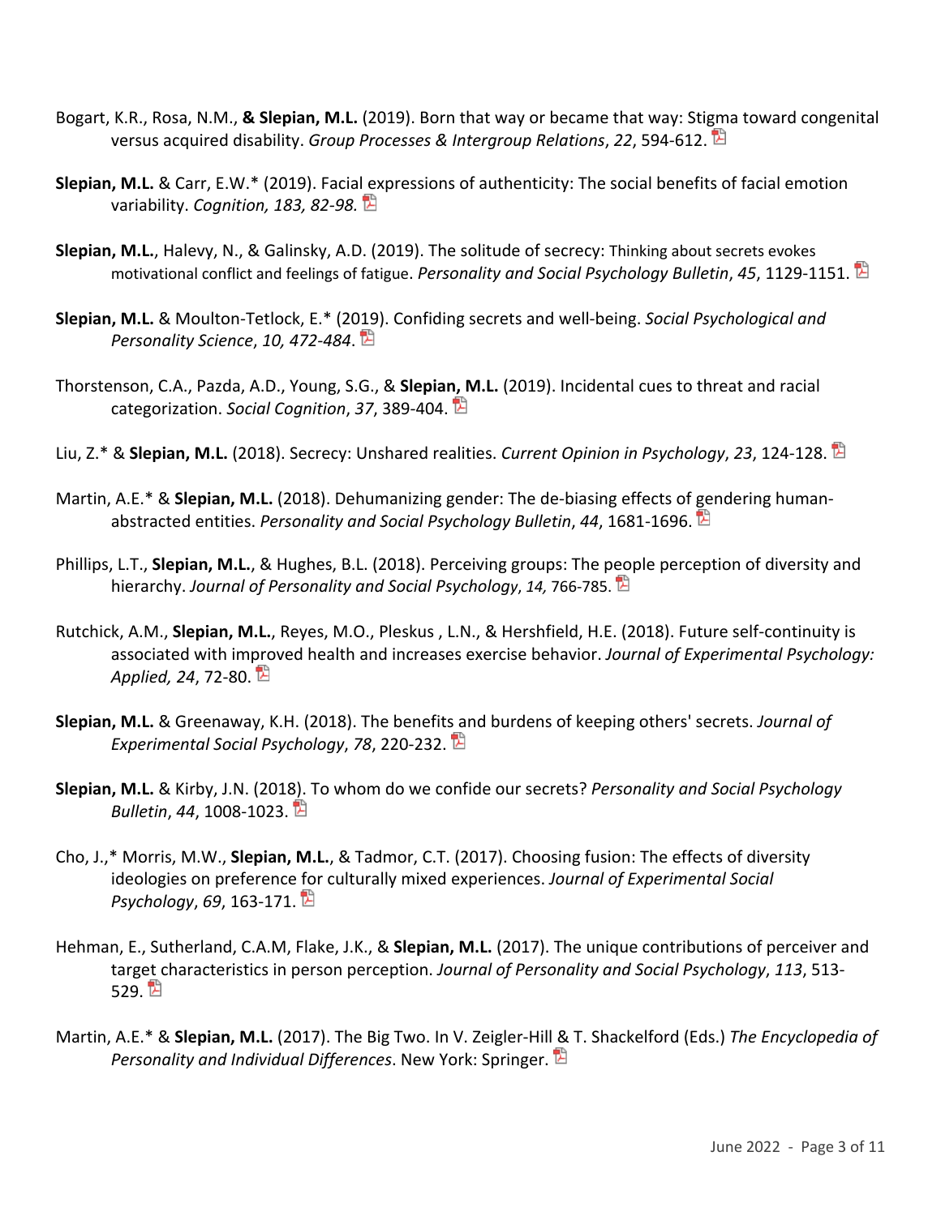Bogart, K.R., Rosa, N.M., **& Slepian, M.L.** (2019). Born that way or became that way: Stigma toward congenital versus acquired disability. *Group Processes & Intergroup Relations*, *22*, 594-612.

**Slepian, M.L.** & Carr, E.W.* (2019). Facial expressions of authenticity: The social benefits of facial emotion variability. *Cognition, 183, 82-98.*

**Slepian, M.L.**, Halevy, N., & Galinsky, A.D. (2019). The solitude of secrecy: Thinking about secrets evokes motivational conflict and feelings of fatigue. *Personality and Social Psychology Bulletin*, *45*, 1129-1151.

**Slepian, M.L.** & Moulton-Tetlock, E.* (2019). Confiding secrets and well-being. *Social Psychological and Personality Science*, *10, 472-484*.

Thorstenson, C.A., Pazda, A.D., Young, S.G., & **Slepian, M.L.** (2019). Incidental cues to threat and racial categorization. *Social Cognition*, *37*, 389-404.

Liu, Z.* & **Slepian, M.L.** (2018). Secrecy: Unshared realities. *Current Opinion in Psychology*, *23*, 124-128.

Martin, A.E.* & **Slepian, M.L.** (2018). Dehumanizing gender: The de-biasing effects of gendering human-abstracted entities. *Personality and Social Psychology Bulletin*, *44*, 1681-1696.

Phillips, L.T., **Slepian, M.L.**, & Hughes, B.L. (2018). Perceiving groups: The people perception of diversity and hierarchy. *Journal of Personality and Social Psychology*, *14,* 766-785.

Rutchick, A.M., **Slepian, M.L.**, Reyes, M.O., Pleskus , L.N., & Hershfield, H.E. (2018). Future self-continuity is associated with improved health and increases exercise behavior. *Journal of Experimental Psychology: Applied, 24*, 72-80.

**Slepian, M.L.** & Greenaway, K.H. (2018). The benefits and burdens of keeping others' secrets. *Journal of Experimental Social Psychology*, *78*, 220-232.

**Slepian, M.L.** & Kirby, J.N. (2018). To whom do we confide our secrets? *Personality and Social Psychology Bulletin*, *44*, 1008-1023.

Cho, J.,* Morris, M.W., **Slepian, M.L.**, & Tadmor, C.T. (2017). Choosing fusion: The effects of diversity ideologies on preference for culturally mixed experiences. *Journal of Experimental Social Psychology*, *69*, 163-171.

Hehman, E., Sutherland, C.A.M, Flake, J.K., & **Slepian, M.L.** (2017). The unique contributions of perceiver and target characteristics in person perception. *Journal of Personality and Social Psychology*, *113*, 513-529.

Martin, A.E.* & **Slepian, M.L.** (2017). The Big Two. In V. Zeigler-Hill & T. Shackelford (Eds.) *The Encyclopedia of Personality and Individual Differences*. New York: Springer.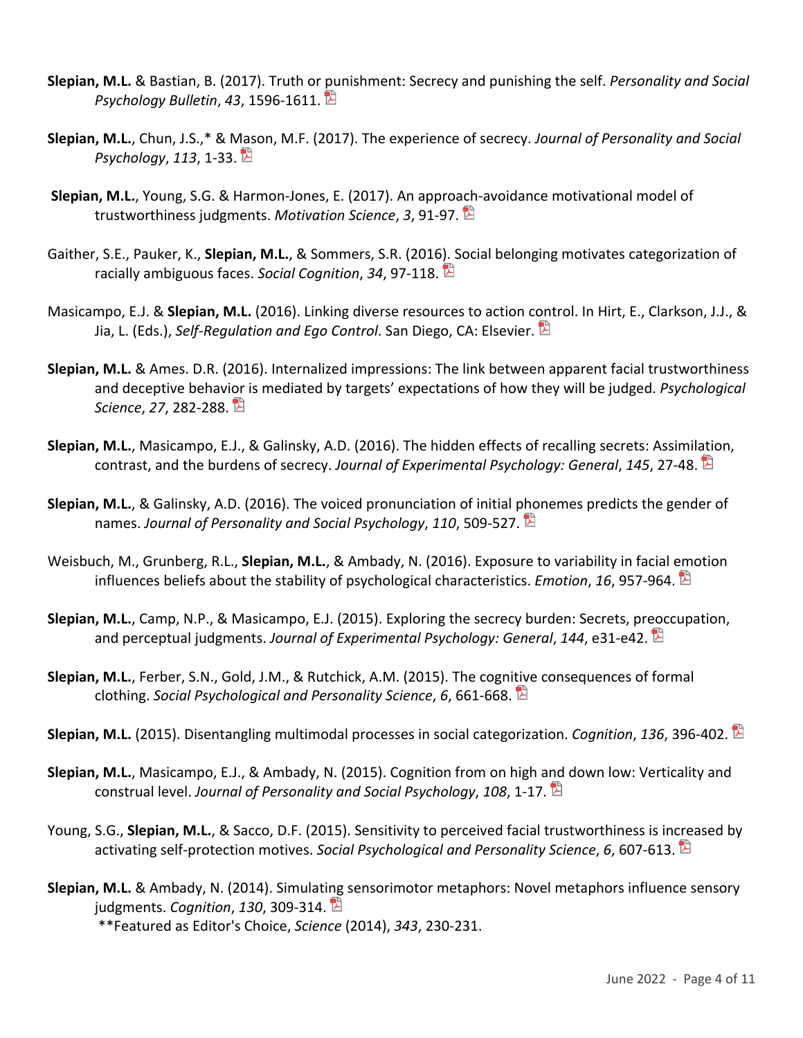**Slepian, M.L.** & Bastian, B. (2017). Truth or punishment: Secrecy and punishing the self. *Personality and Social Psychology Bulletin*, *43*, 1596-1611.

**Slepian, M.L.**, Chun, J.S.,* & Mason, M.F. (2017). The experience of secrecy. *Journal of Personality and Social Psychology*, *113*, 1-33.

**Slepian, M.L.**, Young, S.G. & Harmon-Jones, E. (2017). An approach-avoidance motivational model of trustworthiness judgments. *Motivation Science*, *3*, 91-97.

Gaither, S.E., Pauker, K., **Slepian, M.L.**, & Sommers, S.R. (2016). Social belonging motivates categorization of racially ambiguous faces. *Social Cognition*, *34*, 97-118.

Masicampo, E.J. & **Slepian, M.L.** (2016). Linking diverse resources to action control. In Hirt, E., Clarkson, J.J., & Jia, L. (Eds.), *Self-Regulation and Ego Control*. San Diego, CA: Elsevier.

**Slepian, M.L.** & Ames. D.R. (2016). Internalized impressions: The link between apparent facial trustworthiness and deceptive behavior is mediated by targets' expectations of how they will be judged. *Psychological Science*, *27*, 282-288.

**Slepian, M.L.**, Masicampo, E.J., & Galinsky, A.D. (2016). The hidden effects of recalling secrets: Assimilation, contrast, and the burdens of secrecy. *Journal of Experimental Psychology: General*, *145*, 27-48.

**Slepian, M.L.**, & Galinsky, A.D. (2016). The voiced pronunciation of initial phonemes predicts the gender of names. *Journal of Personality and Social Psychology*, *110*, 509-527.

Weisbuch, M., Grunberg, R.L., **Slepian, M.L.**, & Ambady, N. (2016). Exposure to variability in facial emotion influences beliefs about the stability of psychological characteristics. *Emotion*, *16*, 957-964.

**Slepian, M.L.**, Camp, N.P., & Masicampo, E.J. (2015). Exploring the secrecy burden: Secrets, preoccupation, and perceptual judgments. *Journal of Experimental Psychology: General*, *144*, e31-e42.

**Slepian, M.L.**, Ferber, S.N., Gold, J.M., & Rutchick, A.M. (2015). The cognitive consequences of formal clothing. *Social Psychological and Personality Science*, *6*, 661-668.

**Slepian, M.L.** (2015). Disentangling multimodal processes in social categorization. *Cognition*, *136*, 396-402.

**Slepian, M.L.**, Masicampo, E.J., & Ambady, N. (2015). Cognition from on high and down low: Verticality and construal level. *Journal of Personality and Social Psychology*, *108*, 1-17.

Young, S.G., **Slepian, M.L.**, & Sacco, D.F. (2015). Sensitivity to perceived facial trustworthiness is increased by activating self-protection motives. *Social Psychological and Personality Science*, *6*, 607-613.

**Slepian, M.L.** & Ambady, N. (2014). Simulating sensorimotor metaphors: Novel metaphors influence sensory judgments. *Cognition*, *130*, 309-314.
**Featured as Editor's Choice, *Science* (2014), *343*, 230-231.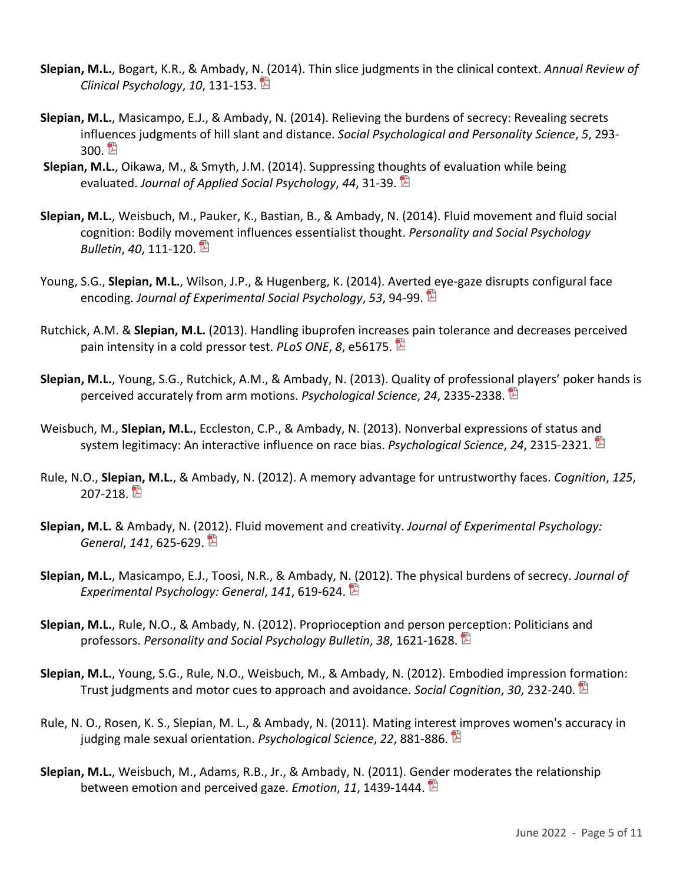**Slepian, M.L.**, Bogart, K.R., & Ambady, N. (2014). Thin slice judgments in the clinical context. *Annual Review of Clinical Psychology*, *10*, 131-153.

**Slepian, M.L.**, Masicampo, E.J., & Ambady, N. (2014). Relieving the burdens of secrecy: Revealing secrets influences judgments of hill slant and distance. *Social Psychological and Personality Science*, *5*, 293-300.

**Slepian, M.L.**, Oikawa, M., & Smyth, J.M. (2014). Suppressing thoughts of evaluation while being evaluated. *Journal of Applied Social Psychology*, *44*, 31-39.

**Slepian, M.L.**, Weisbuch, M., Pauker, K., Bastian, B., & Ambady, N. (2014). Fluid movement and fluid social cognition: Bodily movement influences essentialist thought. *Personality and Social Psychology Bulletin*, *40*, 111-120.

Young, S.G., **Slepian, M.L.**, Wilson, J.P., & Hugenberg, K. (2014). Averted eye-gaze disrupts configural face encoding. *Journal of Experimental Social Psychology*, *53*, 94-99.

Rutchick, A.M. & **Slepian, M.L.** (2013). Handling ibuprofen increases pain tolerance and decreases perceived pain intensity in a cold pressor test. *PLoS ONE*, *8*, e56175.

**Slepian, M.L.**, Young, S.G., Rutchick, A.M., & Ambady, N. (2013). Quality of professional players' poker hands is perceived accurately from arm motions. *Psychological Science*, *24*, 2335-2338.

Weisbuch, M., **Slepian, M.L.**, Eccleston, C.P., & Ambady, N. (2013). Nonverbal expressions of status and system legitimacy: An interactive influence on race bias. *Psychological Science*, *24*, 2315-2321.

Rule, N.O., **Slepian, M.L.**, & Ambady, N. (2012). A memory advantage for untrustworthy faces. *Cognition*, *125*, 207-218.

**Slepian, M.L.** & Ambady, N. (2012). Fluid movement and creativity. *Journal of Experimental Psychology: General*, *141*, 625-629.

**Slepian, M.L.**, Masicampo, E.J., Toosi, N.R., & Ambady, N. (2012). The physical burdens of secrecy. *Journal of Experimental Psychology: General*, *141*, 619-624.

**Slepian, M.L.**, Rule, N.O., & Ambady, N. (2012). Proprioception and person perception: Politicians and professors. *Personality and Social Psychology Bulletin*, *38*, 1621-1628.

**Slepian, M.L.**, Young, S.G., Rule, N.O., Weisbuch, M., & Ambady, N. (2012). Embodied impression formation: Trust judgments and motor cues to approach and avoidance. *Social Cognition*, *30*, 232-240.

Rule, N. O., Rosen, K. S., Slepian, M. L., & Ambady, N. (2011). Mating interest improves women's accuracy in judging male sexual orientation. *Psychological Science*, *22*, 881-886.

**Slepian, M.L.**, Weisbuch, M., Adams, R.B., Jr., & Ambady, N. (2011). Gender moderates the relationship between emotion and perceived gaze. *Emotion*, *11*, 1439-1444.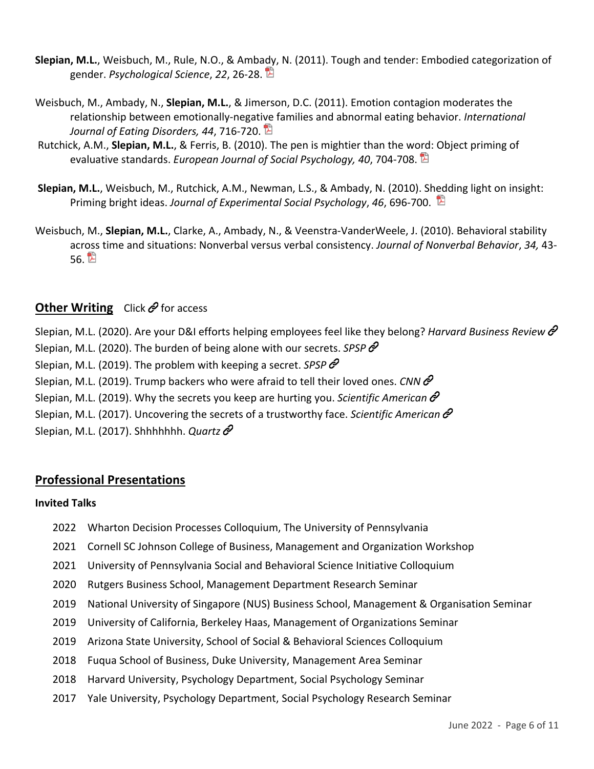**Slepian, M.L.**, Weisbuch, M., Rule, N.O., & Ambady, N. (2011). Tough and tender: Embodied categorization of gender. *Psychological Science*, *22*, 26-28.

Weisbuch, M., Ambady, N., **Slepian, M.L.**, & Jimerson, D.C. (2011). Emotion contagion moderates the relationship between emotionally-negative families and abnormal eating behavior. *International Journal of Eating Disorders, 44*, 716-720.

Rutchick, A.M., **Slepian, M.L.**, & Ferris, B. (2010). The pen is mightier than the word: Object priming of evaluative standards. *European Journal of Social Psychology, 40*, 704-708.

**Slepian, M.L.**, Weisbuch, M., Rutchick, A.M., Newman, L.S., & Ambady, N. (2010). Shedding light on insight: Priming bright ideas. *Journal of Experimental Social Psychology*, *46*, 696-700.

Weisbuch, M., **Slepian, M.L.**, Clarke, A., Ambady, N., & Veenstra-VanderWeele, J. (2010). Behavioral stability across time and situations: Nonverbal versus verbal consistency. *Journal of Nonverbal Behavior*, *34,* 43-56.

## Other Writing

Click 🔗 for access

Slepian, M.L. (2020). Are your D&I efforts helping employees feel like they belong? *Harvard Business Review* 🔗
Slepian, M.L. (2020). The burden of being alone with our secrets. *SPSP* 🔗
Slepian, M.L. (2019). The problem with keeping a secret. *SPSP* 🔗
Slepian, M.L. (2019). Trump backers who were afraid to tell their loved ones. *CNN* 🔗
Slepian, M.L. (2019). Why the secrets you keep are hurting you. *Scientific American* 🔗
Slepian, M.L. (2017). Uncovering the secrets of a trustworthy face. *Scientific American* 🔗
Slepian, M.L. (2017). Shhhhhhh. *Quartz* 🔗

## Professional Presentations

### Invited Talks

2022 Wharton Decision Processes Colloquium, The University of Pennsylvania
2021 Cornell SC Johnson College of Business, Management and Organization Workshop
2021 University of Pennsylvania Social and Behavioral Science Initiative Colloquium
2020 Rutgers Business School, Management Department Research Seminar
2019 National University of Singapore (NUS) Business School, Management & Organisation Seminar
2019 University of California, Berkeley Haas, Management of Organizations Seminar
2019 Arizona State University, School of Social & Behavioral Sciences Colloquium
2018 Fuqua School of Business, Duke University, Management Area Seminar
2018 Harvard University, Psychology Department, Social Psychology Seminar
2017 Yale University, Psychology Department, Social Psychology Research Seminar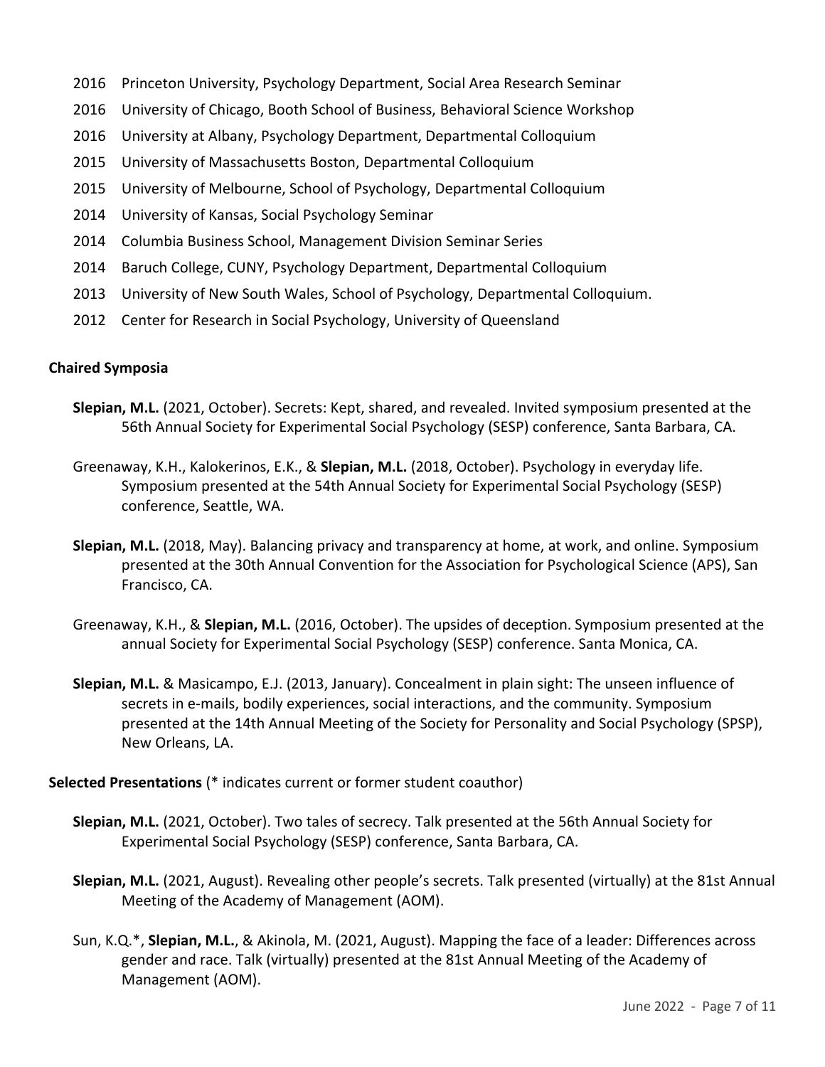2016 Princeton University, Psychology Department, Social Area Research Seminar

2016 University of Chicago, Booth School of Business, Behavioral Science Workshop

2016 University at Albany, Psychology Department, Departmental Colloquium

2015 University of Massachusetts Boston, Departmental Colloquium

2015 University of Melbourne, School of Psychology, Departmental Colloquium

2014 University of Kansas, Social Psychology Seminar

2014 Columbia Business School, Management Division Seminar Series

2014 Baruch College, CUNY, Psychology Department, Departmental Colloquium

2013 University of New South Wales, School of Psychology, Departmental Colloquium.

2012 Center for Research in Social Psychology, University of Queensland

**Chaired Symposia**

**Slepian, M.L.** (2021, October). Secrets: Kept, shared, and revealed. Invited symposium presented at the 56th Annual Society for Experimental Social Psychology (SESP) conference, Santa Barbara, CA.

Greenaway, K.H., Kalokerinos, E.K., & **Slepian, M.L.** (2018, October). Psychology in everyday life. Symposium presented at the 54th Annual Society for Experimental Social Psychology (SESP) conference, Seattle, WA.

**Slepian, M.L.** (2018, May). Balancing privacy and transparency at home, at work, and online. Symposium presented at the 30th Annual Convention for the Association for Psychological Science (APS), San Francisco, CA.

Greenaway, K.H., & **Slepian, M.L.** (2016, October). The upsides of deception. Symposium presented at the annual Society for Experimental Social Psychology (SESP) conference. Santa Monica, CA.

**Slepian, M.L.** & Masicampo, E.J. (2013, January). Concealment in plain sight: The unseen influence of secrets in e-mails, bodily experiences, social interactions, and the community. Symposium presented at the 14th Annual Meeting of the Society for Personality and Social Psychology (SPSP), New Orleans, LA.

**Selected Presentations** (* indicates current or former student coauthor)

**Slepian, M.L.** (2021, October). Two tales of secrecy. Talk presented at the 56th Annual Society for Experimental Social Psychology (SESP) conference, Santa Barbara, CA.

**Slepian, M.L.** (2021, August). Revealing other people's secrets. Talk presented (virtually) at the 81st Annual Meeting of the Academy of Management (AOM).

Sun, K.Q.*, **Slepian, M.L.**, & Akinola, M. (2021, August). Mapping the face of a leader: Differences across gender and race. Talk (virtually) presented at the 81st Annual Meeting of the Academy of Management (AOM).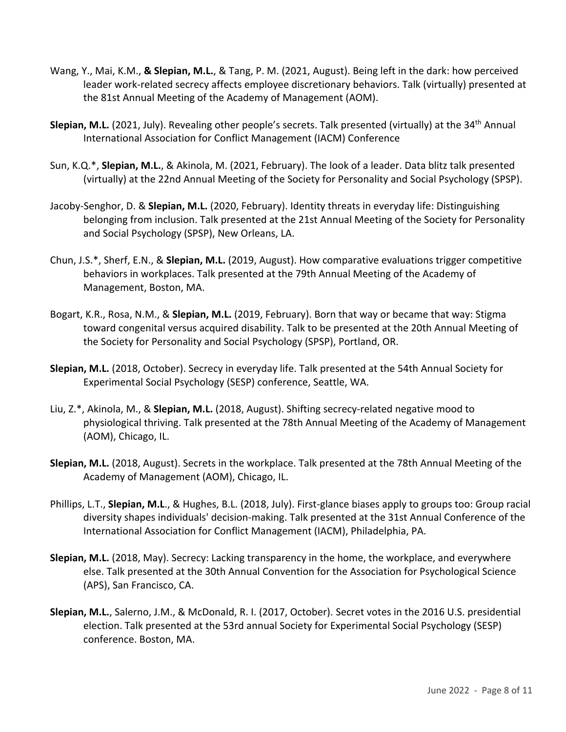Wang, Y., Mai, K.M., **& Slepian, M.L.**, & Tang, P. M. (2021, August). Being left in the dark: how perceived leader work-related secrecy affects employee discretionary behaviors. Talk (virtually) presented at the 81st Annual Meeting of the Academy of Management (AOM).

**Slepian, M.L.** (2021, July). Revealing other people's secrets. Talk presented (virtually) at the 34th Annual International Association for Conflict Management (IACM) Conference

Sun, K.Q.*, **Slepian, M.L.**, & Akinola, M. (2021, February). The look of a leader. Data blitz talk presented (virtually) at the 22nd Annual Meeting of the Society for Personality and Social Psychology (SPSP).

Jacoby-Senghor, D. & **Slepian, M.L.** (2020, February). Identity threats in everyday life: Distinguishing belonging from inclusion. Talk presented at the 21st Annual Meeting of the Society for Personality and Social Psychology (SPSP), New Orleans, LA.

Chun, J.S.*, Sherf, E.N., & **Slepian, M.L.** (2019, August). How comparative evaluations trigger competitive behaviors in workplaces. Talk presented at the 79th Annual Meeting of the Academy of Management, Boston, MA.

Bogart, K.R., Rosa, N.M., & **Slepian, M.L.** (2019, February). Born that way or became that way: Stigma toward congenital versus acquired disability. Talk to be presented at the 20th Annual Meeting of the Society for Personality and Social Psychology (SPSP), Portland, OR.

**Slepian, M.L.** (2018, October). Secrecy in everyday life. Talk presented at the 54th Annual Society for Experimental Social Psychology (SESP) conference, Seattle, WA.

Liu, Z.*, Akinola, M., & **Slepian, M.L.** (2018, August). Shifting secrecy-related negative mood to physiological thriving. Talk presented at the 78th Annual Meeting of the Academy of Management (AOM), Chicago, IL.

**Slepian, M.L.** (2018, August). Secrets in the workplace. Talk presented at the 78th Annual Meeting of the Academy of Management (AOM), Chicago, IL.

Phillips, L.T., **Slepian, M.L**., & Hughes, B.L. (2018, July). First-glance biases apply to groups too: Group racial diversity shapes individuals' decision-making. Talk presented at the 31st Annual Conference of the International Association for Conflict Management (IACM), Philadelphia, PA.

**Slepian, M.L.** (2018, May). Secrecy: Lacking transparency in the home, the workplace, and everywhere else. Talk presented at the 30th Annual Convention for the Association for Psychological Science (APS), San Francisco, CA.

**Slepian, M.L.**, Salerno, J.M., & McDonald, R. I. (2017, October). Secret votes in the 2016 U.S. presidential election. Talk presented at the 53rd annual Society for Experimental Social Psychology (SESP) conference. Boston, MA.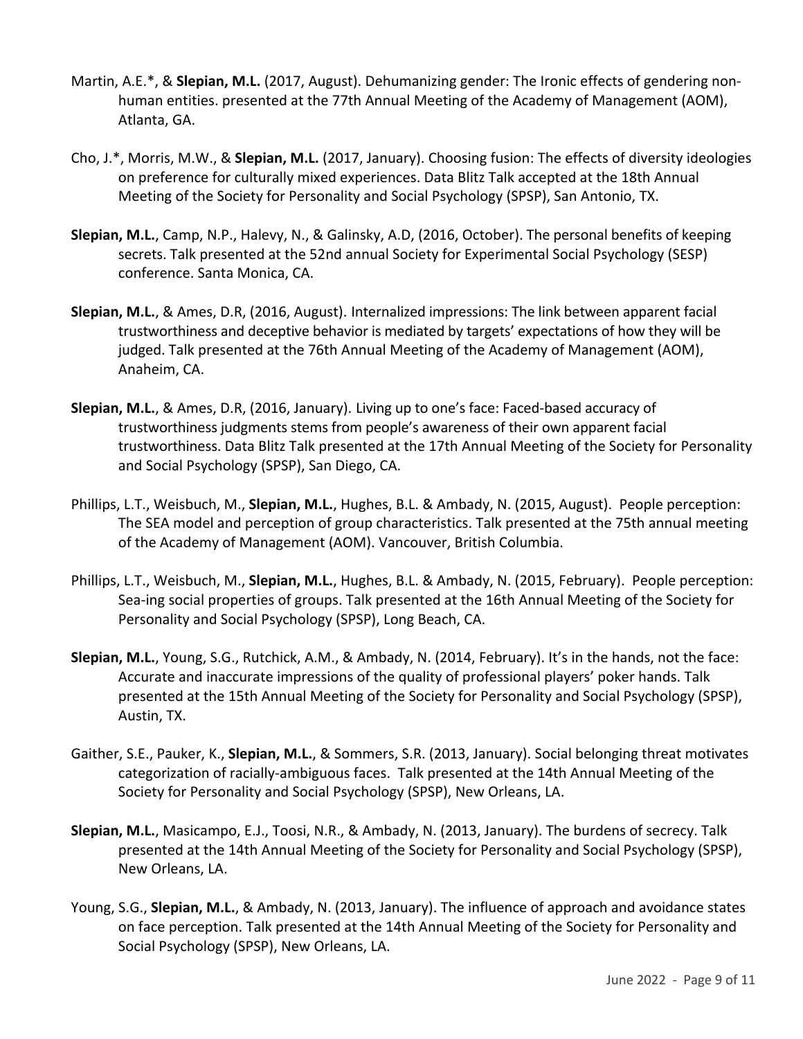Martin, A.E.*, & **Slepian, M.L.** (2017, August). Dehumanizing gender: The Ironic effects of gendering non-human entities. presented at the 77th Annual Meeting of the Academy of Management (AOM), Atlanta, GA.

Cho, J.*, Morris, M.W., & **Slepian, M.L.** (2017, January). Choosing fusion: The effects of diversity ideologies on preference for culturally mixed experiences. Data Blitz Talk accepted at the 18th Annual Meeting of the Society for Personality and Social Psychology (SPSP), San Antonio, TX.

**Slepian, M.L.**, Camp, N.P., Halevy, N., & Galinsky, A.D, (2016, October). The personal benefits of keeping secrets. Talk presented at the 52nd annual Society for Experimental Social Psychology (SESP) conference. Santa Monica, CA.

**Slepian, M.L.**, & Ames, D.R, (2016, August). Internalized impressions: The link between apparent facial trustworthiness and deceptive behavior is mediated by targets' expectations of how they will be judged. Talk presented at the 76th Annual Meeting of the Academy of Management (AOM), Anaheim, CA.

**Slepian, M.L.**, & Ames, D.R, (2016, January). Living up to one's face: Faced-based accuracy of trustworthiness judgments stems from people's awareness of their own apparent facial trustworthiness. Data Blitz Talk presented at the 17th Annual Meeting of the Society for Personality and Social Psychology (SPSP), San Diego, CA.

Phillips, L.T., Weisbuch, M., **Slepian, M.L.**, Hughes, B.L. & Ambady, N. (2015, August). People perception: The SEA model and perception of group characteristics. Talk presented at the 75th annual meeting of the Academy of Management (AOM). Vancouver, British Columbia.

Phillips, L.T., Weisbuch, M., **Slepian, M.L.**, Hughes, B.L. & Ambady, N. (2015, February). People perception: Sea-ing social properties of groups. Talk presented at the 16th Annual Meeting of the Society for Personality and Social Psychology (SPSP), Long Beach, CA.

**Slepian, M.L.**, Young, S.G., Rutchick, A.M., & Ambady, N. (2014, February). It's in the hands, not the face: Accurate and inaccurate impressions of the quality of professional players' poker hands. Talk presented at the 15th Annual Meeting of the Society for Personality and Social Psychology (SPSP), Austin, TX.

Gaither, S.E., Pauker, K., **Slepian, M.L.**, & Sommers, S.R. (2013, January). Social belonging threat motivates categorization of racially-ambiguous faces. Talk presented at the 14th Annual Meeting of the Society for Personality and Social Psychology (SPSP), New Orleans, LA.

**Slepian, M.L.**, Masicampo, E.J., Toosi, N.R., & Ambady, N. (2013, January). The burdens of secrecy. Talk presented at the 14th Annual Meeting of the Society for Personality and Social Psychology (SPSP), New Orleans, LA.

Young, S.G., **Slepian, M.L.**, & Ambady, N. (2013, January). The influence of approach and avoidance states on face perception. Talk presented at the 14th Annual Meeting of the Society for Personality and Social Psychology (SPSP), New Orleans, LA.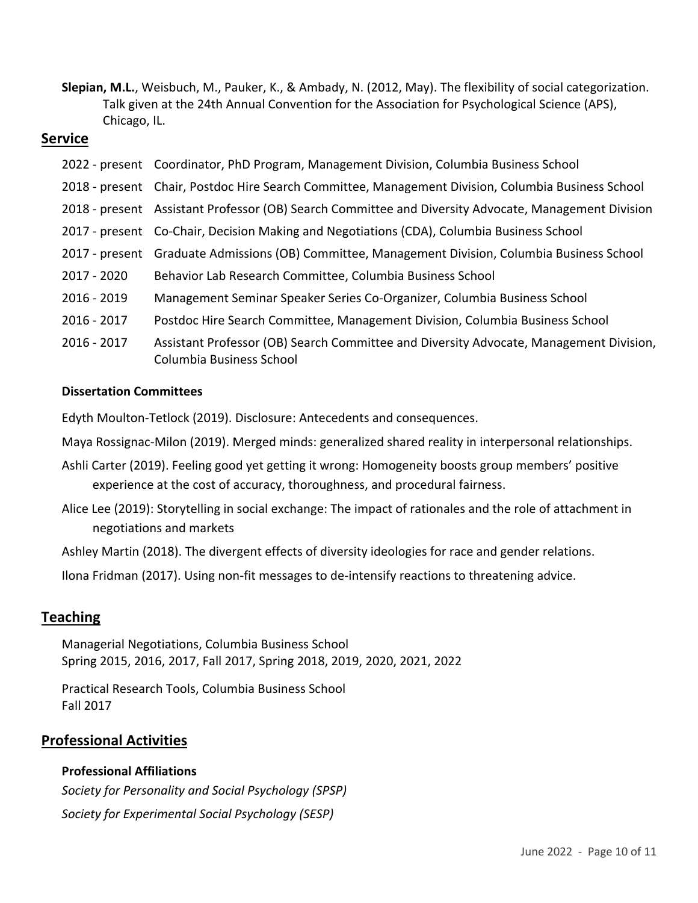**Slepian, M.L.**, Weisbuch, M., Pauker, K., & Ambady, N. (2012, May). The flexibility of social categorization. Talk given at the 24th Annual Convention for the Association for Psychological Science (APS), Chicago, IL.

## Service

2022 - present Coordinator, PhD Program, Management Division, Columbia Business School

2018 - present Chair, Postdoc Hire Search Committee, Management Division, Columbia Business School

2018 - present Assistant Professor (OB) Search Committee and Diversity Advocate, Management Division

2017 - present Co-Chair, Decision Making and Negotiations (CDA), Columbia Business School

2017 - present Graduate Admissions (OB) Committee, Management Division, Columbia Business School

2017 - 2020 Behavior Lab Research Committee, Columbia Business School

2016 - 2019 Management Seminar Speaker Series Co-Organizer, Columbia Business School

2016 - 2017 Postdoc Hire Search Committee, Management Division, Columbia Business School

2016 - 2017 Assistant Professor (OB) Search Committee and Diversity Advocate, Management Division, Columbia Business School

### Dissertation Committees

Edyth Moulton-Tetlock (2019). Disclosure: Antecedents and consequences.

Maya Rossignac-Milon (2019). Merged minds: generalized shared reality in interpersonal relationships.

Ashli Carter (2019). Feeling good yet getting it wrong: Homogeneity boosts group members' positive experience at the cost of accuracy, thoroughness, and procedural fairness.

Alice Lee (2019): Storytelling in social exchange: The impact of rationales and the role of attachment in negotiations and markets

Ashley Martin (2018). The divergent effects of diversity ideologies for race and gender relations.

Ilona Fridman (2017). Using non-fit messages to de-intensify reactions to threatening advice.

## Teaching

Managerial Negotiations, Columbia Business School
Spring 2015, 2016, 2017, Fall 2017, Spring 2018, 2019, 2020, 2021, 2022

Practical Research Tools, Columbia Business School
Fall 2017

## Professional Activities

### Professional Affiliations

*Society for Personality and Social Psychology (SPSP)*

*Society for Experimental Social Psychology (SESP)*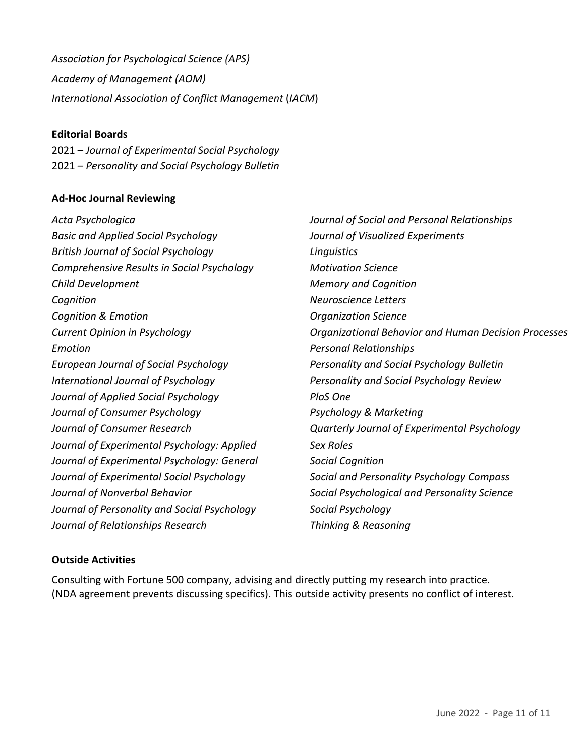*Association for Psychological Science (APS)*

*Academy of Management (AOM)*

*International Association of Conflict Management* (*IACM*)

**Editorial Boards**

2021 – *Journal of Experimental Social Psychology*
2021 – *Personality and Social Psychology Bulletin*

**Ad-Hoc Journal Reviewing**

*Acta Psychologica*
*Basic and Applied Social Psychology*
*British Journal of Social Psychology*
*Comprehensive Results in Social Psychology*
*Child Development*
*Cognition*
*Cognition & Emotion*
*Current Opinion in Psychology*
*Emotion*
*European Journal of Social Psychology*
*International Journal of Psychology*
*Journal of Applied Social Psychology*
*Journal of Consumer Psychology*
*Journal of Consumer Research*
*Journal of Experimental Psychology: Applied*
*Journal of Experimental Psychology: General*
*Journal of Experimental Social Psychology*
*Journal of Nonverbal Behavior*
*Journal of Personality and Social Psychology*
*Journal of Relationships Research*
*Journal of Social and Personal Relationships*
*Journal of Visualized Experiments*
*Linguistics*
*Motivation Science*
*Memory and Cognition*
*Neuroscience Letters*
*Organization Science*
*Organizational Behavior and Human Decision Processes*
*Personal Relationships*
*Personality and Social Psychology Bulletin*
*Personality and Social Psychology Review*
*PloS One*
*Psychology & Marketing*
*Quarterly Journal of Experimental Psychology*
*Sex Roles*
*Social Cognition*
*Social and Personality Psychology Compass*
*Social Psychological and Personality Science*
*Social Psychology*
*Thinking & Reasoning*

**Outside Activities**

Consulting with Fortune 500 company, advising and directly putting my research into practice. (NDA agreement prevents discussing specifics). This outside activity presents no conflict of interest.